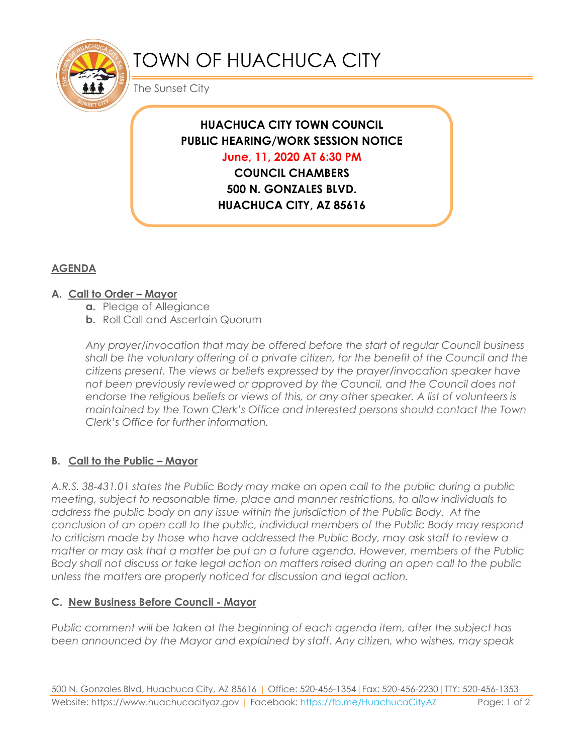# TOWN OF HUACHUCA CITY

The Sunset City

**HUACHUCA CITY TOWN COUNCIL**
**PUBLIC HEARING/WORK SESSION NOTICE**
**June, 11, 2020 AT 6:30 PM**
**COUNCIL CHAMBERS**
**500 N. GONZALES BLVD.**
**HUACHUCA CITY, AZ 85616**

## AGENDA

### A. Call to Order – Mayor

- **a.** Pledge of Allegiance
- **b.** Roll Call and Ascertain Quorum

*Any prayer/invocation that may be offered before the start of regular Council business shall be the voluntary offering of a private citizen, for the benefit of the Council and the citizens present. The views or beliefs expressed by the prayer/invocation speaker have not been previously reviewed or approved by the Council, and the Council does not endorse the religious beliefs or views of this, or any other speaker. A list of volunteers is maintained by the Town Clerk's Office and interested persons should contact the Town Clerk's Office for further information.*

### B. Call to the Public – Mayor

*A.R.S. 38-431.01 states the Public Body may make an open call to the public during a public meeting, subject to reasonable time, place and manner restrictions, to allow individuals to address the public body on any issue within the jurisdiction of the Public Body. At the conclusion of an open call to the public, individual members of the Public Body may respond to criticism made by those who have addressed the Public Body, may ask staff to review a matter or may ask that a matter be put on a future agenda. However, members of the Public Body shall not discuss or take legal action on matters raised during an open call to the public unless the matters are properly noticed for discussion and legal action.*

### C. New Business Before Council - Mayor

*Public comment will be taken at the beginning of each agenda item, after the subject has been announced by the Mayor and explained by staff. Any citizen, who wishes, may speak*

500 N. Gonzales Blvd, Huachuca City, AZ 85616 | Office: 520-456-1354 | Fax: 520-456-2230 | TTY: 520-456-1353
Website: https://www.huachucacityaz.gov | Facebook: https://fb.me/HuachucaCityAZ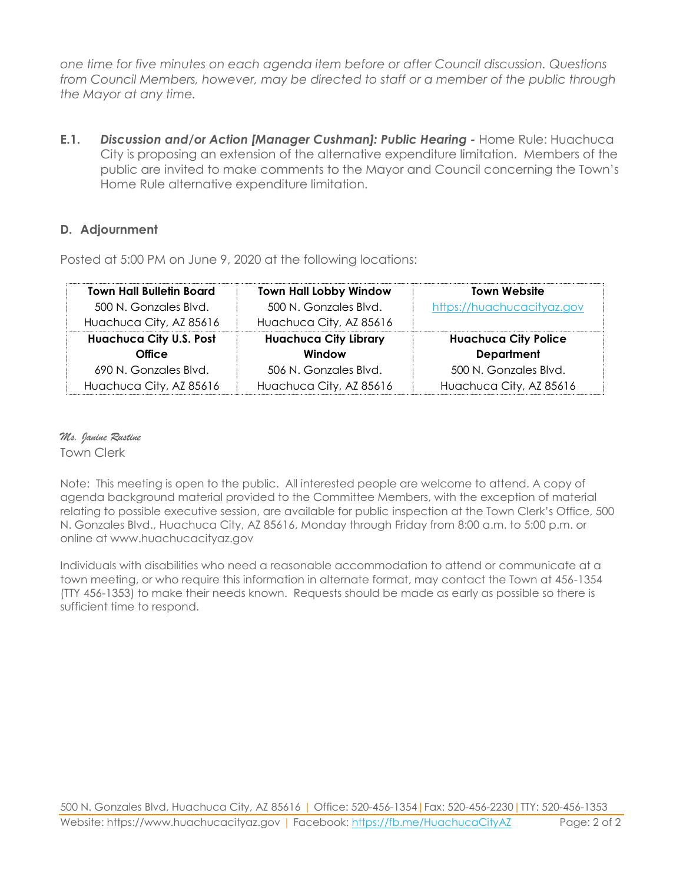*one time for five minutes on each agenda item before or after Council discussion. Questions from Council Members, however, may be directed to staff or a member of the public through the Mayor at any time.*

**E.1.** ***Discussion and/or Action [Manager Cushman]: Public Hearing -*** Home Rule: Huachuca City is proposing an extension of the alternative expenditure limitation. Members of the public are invited to make comments to the Mayor and Council concerning the Town's Home Rule alternative expenditure limitation.

## D. Adjournment

Posted at 5:00 PM on June 9, 2020 at the following locations:

| | | |
|---|---|---|
| **Town Hall Bulletin Board**<br>500 N. Gonzales Blvd.<br>Huachuca City, AZ 85616 | **Town Hall Lobby Window**<br>500 N. Gonzales Blvd.<br>Huachuca City, AZ 85616 | **Town Website**<br>https://huachucacityaz.gov |
| **Huachuca City U.S. Post Office**<br>690 N. Gonzales Blvd.<br>Huachuca City, AZ 85616 | **Huachuca City Library Window**<br>506 N. Gonzales Blvd.<br>Huachuca City, AZ 85616 | **Huachuca City Police Department**<br>500 N. Gonzales Blvd.<br>Huachuca City, AZ 85616 |

*Ms. Janine Rustine*
Town Clerk

Note: This meeting is open to the public. All interested people are welcome to attend. A copy of agenda background material provided to the Committee Members, with the exception of material relating to possible executive session, are available for public inspection at the Town Clerk's Office, 500 N. Gonzales Blvd., Huachuca City, AZ 85616, Monday through Friday from 8:00 a.m. to 5:00 p.m. or online at www.huachucacityaz.gov

Individuals with disabilities who need a reasonable accommodation to attend or communicate at a town meeting, or who require this information in alternate format, may contact the Town at 456-1354 (TTY 456-1353) to make their needs known. Requests should be made as early as possible so there is sufficient time to respond.

500 N. Gonzales Blvd, Huachuca City, AZ 85616 | Office: 520-456-1354 | Fax: 520-456-2230 | TTY: 520-456-1353
Website: https://www.huachucacityaz.gov | Facebook: https://fb.me/HuachucaCityAZ